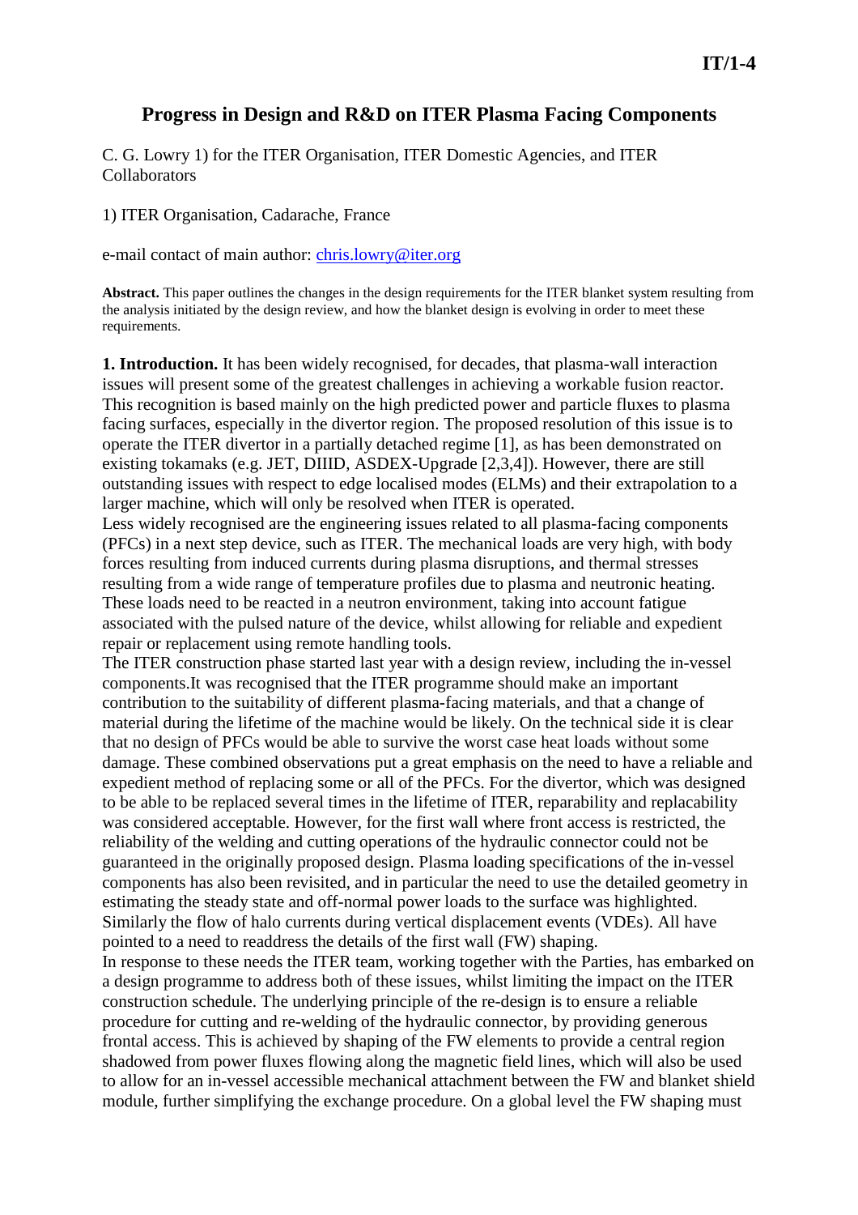# Progress in Design and R&D on ITER Plasma Facing Components

C. G. Lowry 1) for the ITER Organisation, ITER Domestic Agencies, and ITER Collaborators

1) ITER Organisation, Cadarache, France

e-mail contact of main author: chris.lowry@iter.org

**Abstract.** This paper outlines the changes in the design requirements for the ITER blanket system resulting from the analysis initiated by the design review, and how the blanket design is evolving in order to meet these requirements.

**1. Introduction.** It has been widely recognised, for decades, that plasma-wall interaction issues will present some of the greatest challenges in achieving a workable fusion reactor. This recognition is based mainly on the high predicted power and particle fluxes to plasma facing surfaces, especially in the divertor region. The proposed resolution of this issue is to operate the ITER divertor in a partially detached regime [1], as has been demonstrated on existing tokamaks (e.g. JET, DIIID, ASDEX-Upgrade [2,3,4]). However, there are still outstanding issues with respect to edge localised modes (ELMs) and their extrapolation to a larger machine, which will only be resolved when ITER is operated.

Less widely recognised are the engineering issues related to all plasma-facing components (PFCs) in a next step device, such as ITER. The mechanical loads are very high, with body forces resulting from induced currents during plasma disruptions, and thermal stresses resulting from a wide range of temperature profiles due to plasma and neutronic heating. These loads need to be reacted in a neutron environment, taking into account fatigue associated with the pulsed nature of the device, whilst allowing for reliable and expedient repair or replacement using remote handling tools.

The ITER construction phase started last year with a design review, including the in-vessel components.It was recognised that the ITER programme should make an important contribution to the suitability of different plasma-facing materials, and that a change of material during the lifetime of the machine would be likely. On the technical side it is clear that no design of PFCs would be able to survive the worst case heat loads without some damage. These combined observations put a great emphasis on the need to have a reliable and expedient method of replacing some or all of the PFCs. For the divertor, which was designed to be able to be replaced several times in the lifetime of ITER, reparability and replacability was considered acceptable. However, for the first wall where front access is restricted, the reliability of the welding and cutting operations of the hydraulic connector could not be guaranteed in the originally proposed design. Plasma loading specifications of the in-vessel components has also been revisited, and in particular the need to use the detailed geometry in estimating the steady state and off-normal power loads to the surface was highlighted. Similarly the flow of halo currents during vertical displacement events (VDEs). All have pointed to a need to readdress the details of the first wall (FW) shaping.

In response to these needs the ITER team, working together with the Parties, has embarked on a design programme to address both of these issues, whilst limiting the impact on the ITER construction schedule. The underlying principle of the re-design is to ensure a reliable procedure for cutting and re-welding of the hydraulic connector, by providing generous frontal access. This is achieved by shaping of the FW elements to provide a central region shadowed from power fluxes flowing along the magnetic field lines, which will also be used to allow for an in-vessel accessible mechanical attachment between the FW and blanket shield module, further simplifying the exchange procedure. On a global level the FW shaping must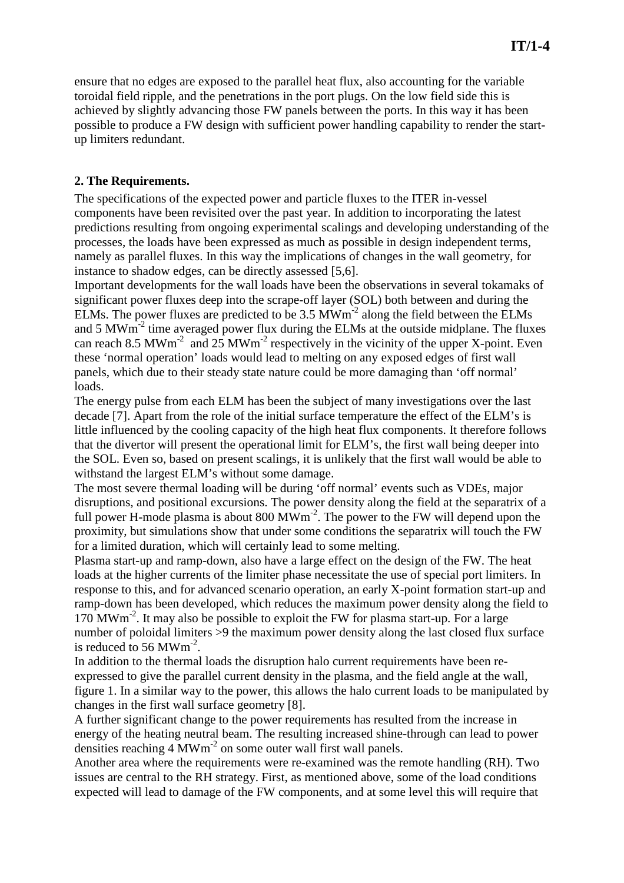ensure that no edges are exposed to the parallel heat flux, also accounting for the variable toroidal field ripple, and the penetrations in the port plugs. On the low field side this is achieved by slightly advancing those FW panels between the ports. In this way it has been possible to produce a FW design with sufficient power handling capability to render the start-up limiters redundant.

## 2. The Requirements.

The specifications of the expected power and particle fluxes to the ITER in-vessel components have been revisited over the past year. In addition to incorporating the latest predictions resulting from ongoing experimental scalings and developing understanding of the processes, the loads have been expressed as much as possible in design independent terms, namely as parallel fluxes. In this way the implications of changes in the wall geometry, for instance to shadow edges, can be directly assessed [5,6].

Important developments for the wall loads have been the observations in several tokamaks of significant power fluxes deep into the scrape-off layer (SOL) both between and during the ELMs. The power fluxes are predicted to be 3.5 $MWm^{-2}$ along the field between the ELMs and 5 $MWm^{-2}$ time averaged power flux during the ELMs at the outside midplane. The fluxes can reach 8.5 $MWm^{-2}$ and 25 $MWm^{-2}$ respectively in the vicinity of the upper X-point. Even these 'normal operation' loads would lead to melting on any exposed edges of first wall panels, which due to their steady state nature could be more damaging than 'off normal' loads.

The energy pulse from each ELM has been the subject of many investigations over the last decade [7]. Apart from the role of the initial surface temperature the effect of the ELM's is little influenced by the cooling capacity of the high heat flux components. It therefore follows that the divertor will present the operational limit for ELM's, the first wall being deeper into the SOL. Even so, based on present scalings, it is unlikely that the first wall would be able to withstand the largest ELM's without some damage.

The most severe thermal loading will be during 'off normal' events such as VDEs, major disruptions, and positional excursions. The power density along the field at the separatrix of a full power H-mode plasma is about 800 $MWm^{-2}$. The power to the FW will depend upon the proximity, but simulations show that under some conditions the separatrix will touch the FW for a limited duration, which will certainly lead to some melting.

Plasma start-up and ramp-down, also have a large effect on the design of the FW. The heat loads at the higher currents of the limiter phase necessitate the use of special port limiters. In response to this, and for advanced scenario operation, an early X-point formation start-up and ramp-down has been developed, which reduces the maximum power density along the field to 170 $MWm^{-2}$. It may also be possible to exploit the FW for plasma start-up. For a large number of poloidal limiters >9 the maximum power density along the last closed flux surface is reduced to 56 $MWm^{-2}$.

In addition to the thermal loads the disruption halo current requirements have been re-expressed to give the parallel current density in the plasma, and the field angle at the wall, figure 1. In a similar way to the power, this allows the halo current loads to be manipulated by changes in the first wall surface geometry [8].

A further significant change to the power requirements has resulted from the increase in energy of the heating neutral beam. The resulting increased shine-through can lead to power densities reaching 4 $MWm^{-2}$ on some outer wall first wall panels.

Another area where the requirements were re-examined was the remote handling (RH). Two issues are central to the RH strategy. First, as mentioned above, some of the load conditions expected will lead to damage of the FW components, and at some level this will require that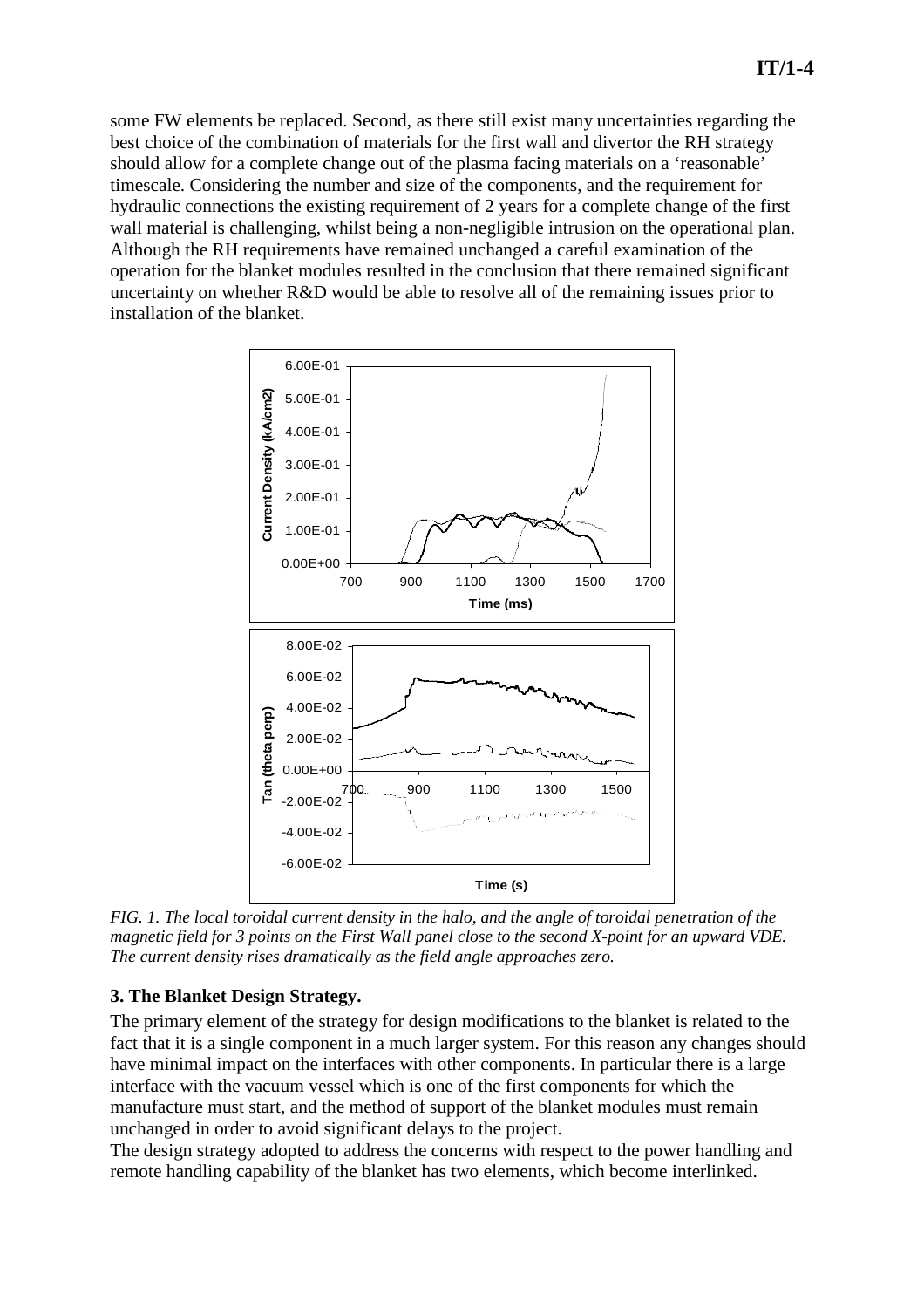some FW elements be replaced. Second, as there still exist many uncertainties regarding the best choice of the combination of materials for the first wall and divertor the RH strategy should allow for a complete change out of the plasma facing materials on a 'reasonable' timescale. Considering the number and size of the components, and the requirement for hydraulic connections the existing requirement of 2 years for a complete change of the first wall material is challenging, whilst being a non-negligible intrusion on the operational plan. Although the RH requirements have remained unchanged a careful examination of the operation for the blanket modules resulted in the conclusion that there remained significant uncertainty on whether R&D would be able to resolve all of the remaining issues prior to installation of the blanket.

*FIG. 1. The local toroidal current density in the halo, and the angle of toroidal penetration of the magnetic field for 3 points on the First Wall panel close to the second X-point for an upward VDE. The current density rises dramatically as the field angle approaches zero.*

## 3. The Blanket Design Strategy.

The primary element of the strategy for design modifications to the blanket is related to the fact that it is a single component in a much larger system. For this reason any changes should have minimal impact on the interfaces with other components. In particular there is a large interface with the vacuum vessel which is one of the first components for which the manufacture must start, and the method of support of the blanket modules must remain unchanged in order to avoid significant delays to the project.

The design strategy adopted to address the concerns with respect to the power handling and remote handling capability of the blanket has two elements, which become interlinked.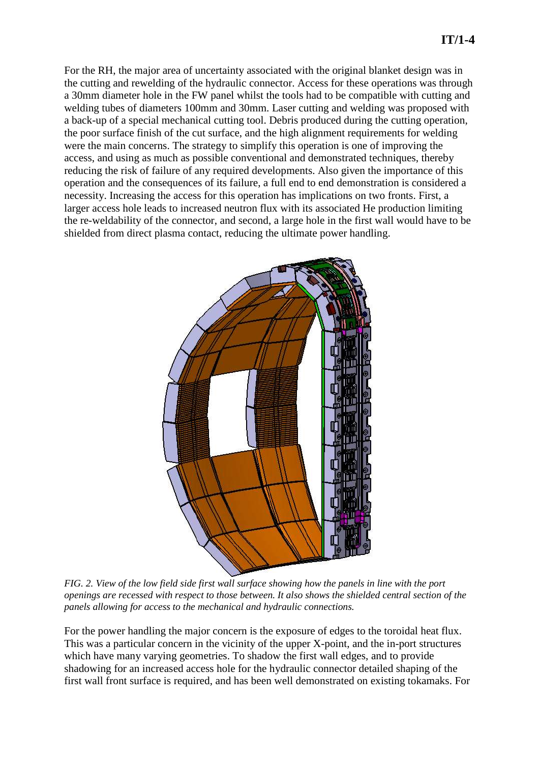For the RH, the major area of uncertainty associated with the original blanket design was in the cutting and rewelding of the hydraulic connector. Access for these operations was through a 30mm diameter hole in the FW panel whilst the tools had to be compatible with cutting and welding tubes of diameters 100mm and 30mm. Laser cutting and welding was proposed with a back-up of a special mechanical cutting tool. Debris produced during the cutting operation, the poor surface finish of the cut surface, and the high alignment requirements for welding were the main concerns. The strategy to simplify this operation is one of improving the access, and using as much as possible conventional and demonstrated techniques, thereby reducing the risk of failure of any required developments. Also given the importance of this operation and the consequences of its failure, a full end to end demonstration is considered a necessity. Increasing the access for this operation has implications on two fronts. First, a larger access hole leads to increased neutron flux with its associated He production limiting the re-weldability of the connector, and second, a large hole in the first wall would have to be shielded from direct plasma contact, reducing the ultimate power handling.

*FIG. 2. View of the low field side first wall surface showing how the panels in line with the port openings are recessed with respect to those between. It also shows the shielded central section of the panels allowing for access to the mechanical and hydraulic connections.*

For the power handling the major concern is the exposure of edges to the toroidal heat flux. This was a particular concern in the vicinity of the upper X-point, and the in-port structures which have many varying geometries. To shadow the first wall edges, and to provide shadowing for an increased access hole for the hydraulic connector detailed shaping of the first wall front surface is required, and has been well demonstrated on existing tokamaks. For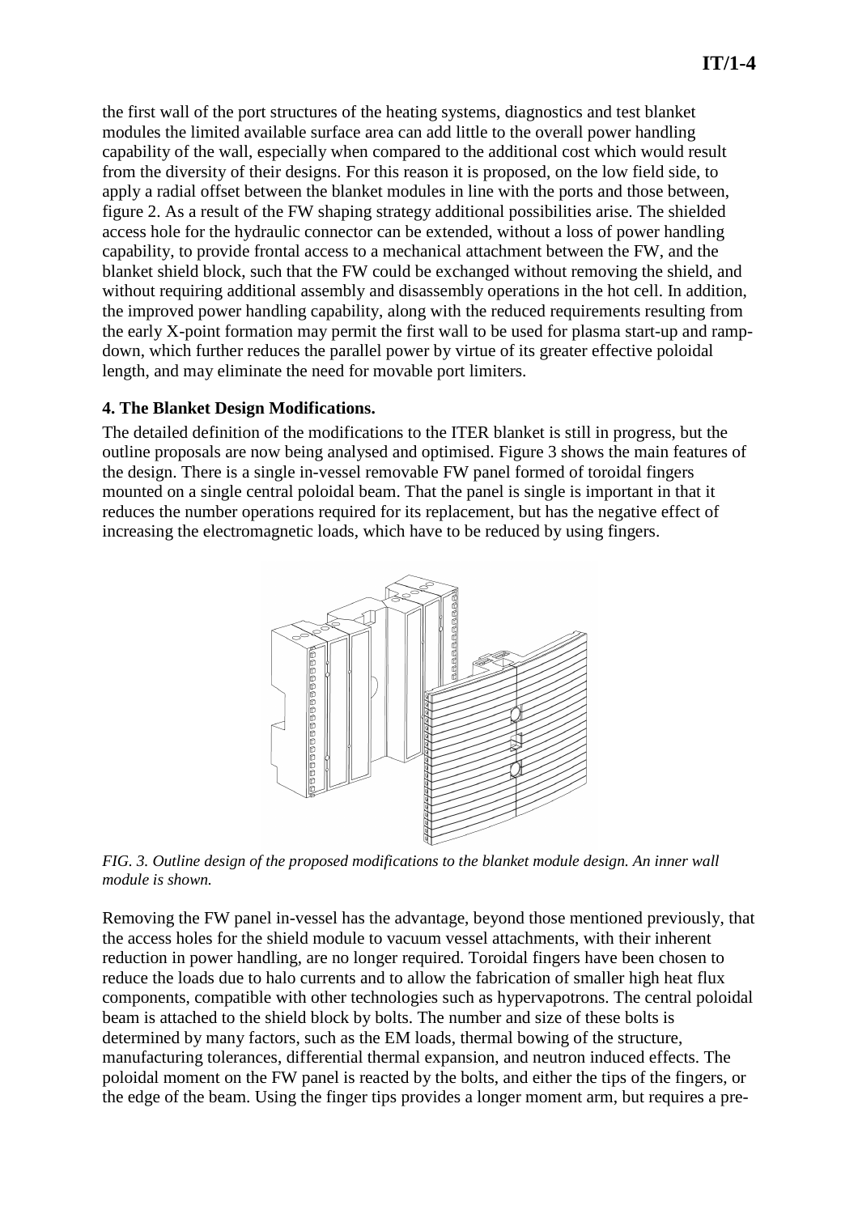the first wall of the port structures of the heating systems, diagnostics and test blanket modules the limited available surface area can add little to the overall power handling capability of the wall, especially when compared to the additional cost which would result from the diversity of their designs. For this reason it is proposed, on the low field side, to apply a radial offset between the blanket modules in line with the ports and those between, figure 2. As a result of the FW shaping strategy additional possibilities arise. The shielded access hole for the hydraulic connector can be extended, without a loss of power handling capability, to provide frontal access to a mechanical attachment between the FW, and the blanket shield block, such that the FW could be exchanged without removing the shield, and without requiring additional assembly and disassembly operations in the hot cell. In addition, the improved power handling capability, along with the reduced requirements resulting from the early X-point formation may permit the first wall to be used for plasma start-up and ramp-down, which further reduces the parallel power by virtue of its greater effective poloidal length, and may eliminate the need for movable port limiters.

### 4. The Blanket Design Modifications.

The detailed definition of the modifications to the ITER blanket is still in progress, but the outline proposals are now being analysed and optimised. Figure 3 shows the main features of the design. There is a single in-vessel removable FW panel formed of toroidal fingers mounted on a single central poloidal beam. That the panel is single is important in that it reduces the number operations required for its replacement, but has the negative effect of increasing the electromagnetic loads, which have to be reduced by using fingers.

*FIG. 3. Outline design of the proposed modifications to the blanket module design. An inner wall module is shown.*

Removing the FW panel in-vessel has the advantage, beyond those mentioned previously, that the access holes for the shield module to vacuum vessel attachments, with their inherent reduction in power handling, are no longer required. Toroidal fingers have been chosen to reduce the loads due to halo currents and to allow the fabrication of smaller high heat flux components, compatible with other technologies such as hypervapotrons. The central poloidal beam is attached to the shield block by bolts. The number and size of these bolts is determined by many factors, such as the EM loads, thermal bowing of the structure, manufacturing tolerances, differential thermal expansion, and neutron induced effects. The poloidal moment on the FW panel is reacted by the bolts, and either the tips of the fingers, or the edge of the beam. Using the finger tips provides a longer moment arm, but requires a pre-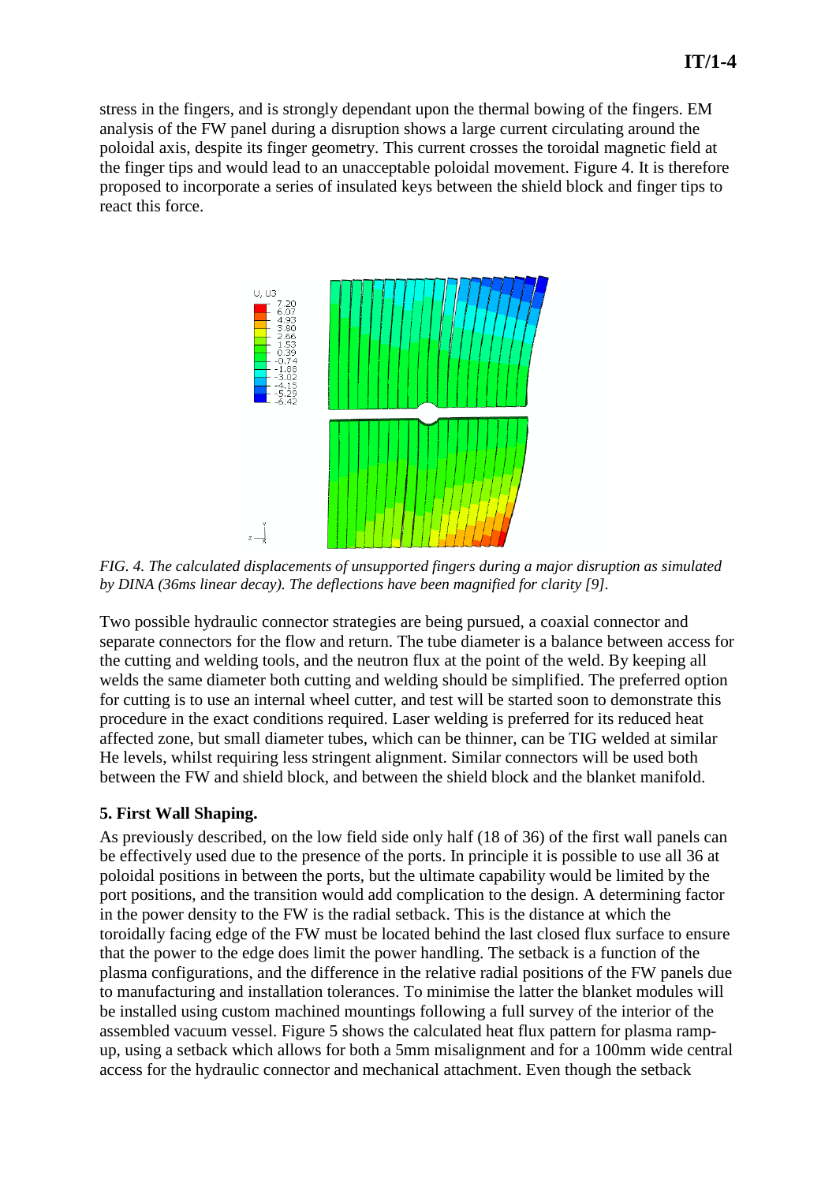stress in the fingers, and is strongly dependant upon the thermal bowing of the fingers. EM analysis of the FW panel during a disruption shows a large current circulating around the poloidal axis, despite its finger geometry. This current crosses the toroidal magnetic field at the finger tips and would lead to an unacceptable poloidal movement. Figure 4. It is therefore proposed to incorporate a series of insulated keys between the shield block and finger tips to react this force.

*FIG. 4. The calculated displacements of unsupported fingers during a major disruption as simulated by DINA (36ms linear decay). The deflections have been magnified for clarity [9].*

Two possible hydraulic connector strategies are being pursued, a coaxial connector and separate connectors for the flow and return. The tube diameter is a balance between access for the cutting and welding tools, and the neutron flux at the point of the weld. By keeping all welds the same diameter both cutting and welding should be simplified. The preferred option for cutting is to use an internal wheel cutter, and test will be started soon to demonstrate this procedure in the exact conditions required. Laser welding is preferred for its reduced heat affected zone, but small diameter tubes, which can be thinner, can be TIG welded at similar He levels, whilst requiring less stringent alignment. Similar connectors will be used both between the FW and shield block, and between the shield block and the blanket manifold.

**5. First Wall Shaping.**

As previously described, on the low field side only half (18 of 36) of the first wall panels can be effectively used due to the presence of the ports. In principle it is possible to use all 36 at poloidal positions in between the ports, but the ultimate capability would be limited by the port positions, and the transition would add complication to the design. A determining factor in the power density to the FW is the radial setback. This is the distance at which the toroidally facing edge of the FW must be located behind the last closed flux surface to ensure that the power to the edge does limit the power handling. The setback is a function of the plasma configurations, and the difference in the relative radial positions of the FW panels due to manufacturing and installation tolerances. To minimise the latter the blanket modules will be installed using custom machined mountings following a full survey of the interior of the assembled vacuum vessel. Figure 5 shows the calculated heat flux pattern for plasma ramp-up, using a setback which allows for both a 5mm misalignment and for a 100mm wide central access for the hydraulic connector and mechanical attachment. Even though the setback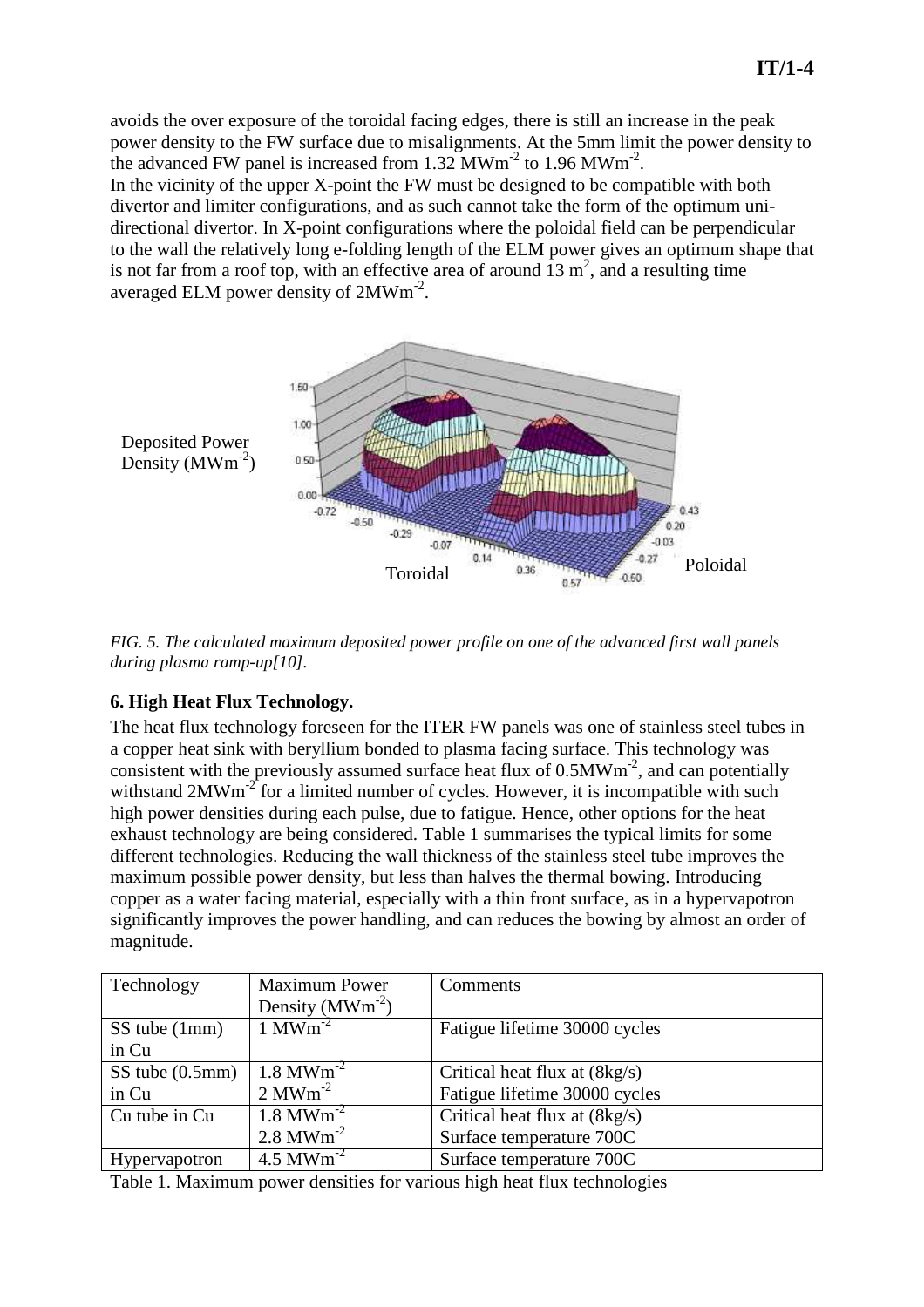avoids the over exposure of the toroidal facing edges, there is still an increase in the peak power density to the FW surface due to misalignments. At the 5mm limit the power density to the advanced FW panel is increased from 1.32 $MWm^{-2}$ to 1.96 $MWm^{-2}$.

In the vicinity of the upper X-point the FW must be designed to be compatible with both divertor and limiter configurations, and as such cannot take the form of the optimum uni-directional divertor. In X-point configurations where the poloidal field can be perpendicular to the wall the relatively long e-folding length of the ELM power gives an optimum shape that is not far from a roof top, with an effective area of around 13 $m^2$, and a resulting time averaged ELM power density of 2$MWm^{-2}$.

*FIG. 5. The calculated maximum deposited power profile on one of the advanced first wall panels during plasma ramp-up[10].*

## 6. High Heat Flux Technology.

The heat flux technology foreseen for the ITER FW panels was one of stainless steel tubes in a copper heat sink with beryllium bonded to plasma facing surface. This technology was consistent with the previously assumed surface heat flux of 0.5$MWm^{-2}$, and can potentially withstand 2$MWm^{-2}$ for a limited number of cycles. However, it is incompatible with such high power densities during each pulse, due to fatigue. Hence, other options for the heat exhaust technology are being considered. Table 1 summarises the typical limits for some different technologies. Reducing the wall thickness of the stainless steel tube improves the maximum possible power density, but less than halves the thermal bowing. Introducing copper as a water facing material, especially with a thin front surface, as in a hypervapotron significantly improves the power handling, and can reduces the bowing by almost an order of magnitude.

| Technology | Maximum Power Density ($MWm^{-2}$) | Comments |
|---|---|---|
| SS tube (1mm) in Cu | 1 $MWm^{-2}$ | Fatigue lifetime 30000 cycles |
| SS tube (0.5mm) in Cu | 1.8 $MWm^{-2}$<br>2 $MWm^{-2}$ | Critical heat flux at (8kg/s)<br>Fatigue lifetime 30000 cycles |
| Cu tube in Cu | 1.8 $MWm^{-2}$<br>2.8 $MWm^{-2}$ | Critical heat flux at (8kg/s)<br>Surface temperature 700C |
| Hypervapotron | 4.5 $MWm^{-2}$ | Surface temperature 700C |

Table 1. Maximum power densities for various high heat flux technologies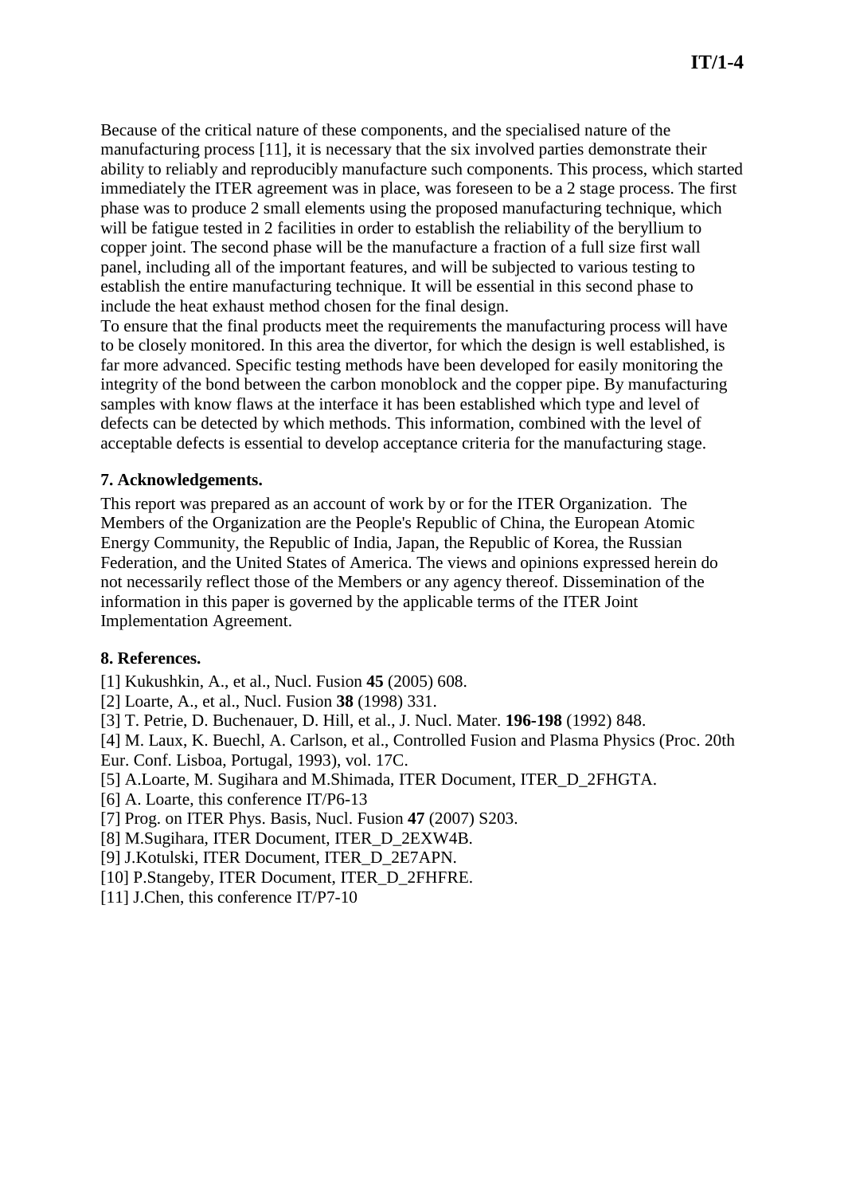Because of the critical nature of these components, and the specialised nature of the manufacturing process [11], it is necessary that the six involved parties demonstrate their ability to reliably and reproducibly manufacture such components. This process, which started immediately the ITER agreement was in place, was foreseen to be a 2 stage process. The first phase was to produce 2 small elements using the proposed manufacturing technique, which will be fatigue tested in 2 facilities in order to establish the reliability of the beryllium to copper joint. The second phase will be the manufacture a fraction of a full size first wall panel, including all of the important features, and will be subjected to various testing to establish the entire manufacturing technique. It will be essential in this second phase to include the heat exhaust method chosen for the final design.

To ensure that the final products meet the requirements the manufacturing process will have to be closely monitored. In this area the divertor, for which the design is well established, is far more advanced. Specific testing methods have been developed for easily monitoring the integrity of the bond between the carbon monoblock and the copper pipe. By manufacturing samples with know flaws at the interface it has been established which type and level of defects can be detected by which methods. This information, combined with the level of acceptable defects is essential to develop acceptance criteria for the manufacturing stage.

## 7. Acknowledgements.

This report was prepared as an account of work by or for the ITER Organization. The Members of the Organization are the People's Republic of China, the European Atomic Energy Community, the Republic of India, Japan, the Republic of Korea, the Russian Federation, and the United States of America. The views and opinions expressed herein do not necessarily reflect those of the Members or any agency thereof. Dissemination of the information in this paper is governed by the applicable terms of the ITER Joint Implementation Agreement.

## 8. References.

[1] Kukushkin, A., et al., Nucl. Fusion **45** (2005) 608.
[2] Loarte, A., et al., Nucl. Fusion **38** (1998) 331.
[3] T. Petrie, D. Buchenauer, D. Hill, et al., J. Nucl. Mater. **196-198** (1992) 848.
[4] M. Laux, K. Buechl, A. Carlson, et al., Controlled Fusion and Plasma Physics (Proc. 20th Eur. Conf. Lisboa, Portugal, 1993), vol. 17C.
[5] A.Loarte, M. Sugihara and M.Shimada, ITER Document, ITER_D_2FHGTA.
[6] A. Loarte, this conference IT/P6-13
[7] Prog. on ITER Phys. Basis, Nucl. Fusion **47** (2007) S203.
[8] M.Sugihara, ITER Document, ITER_D_2EXW4B.
[9] J.Kotulski, ITER Document, ITER_D_2E7APN.
[10] P.Stangeby, ITER Document, ITER_D_2FHFRE.
[11] J.Chen, this conference IT/P7-10